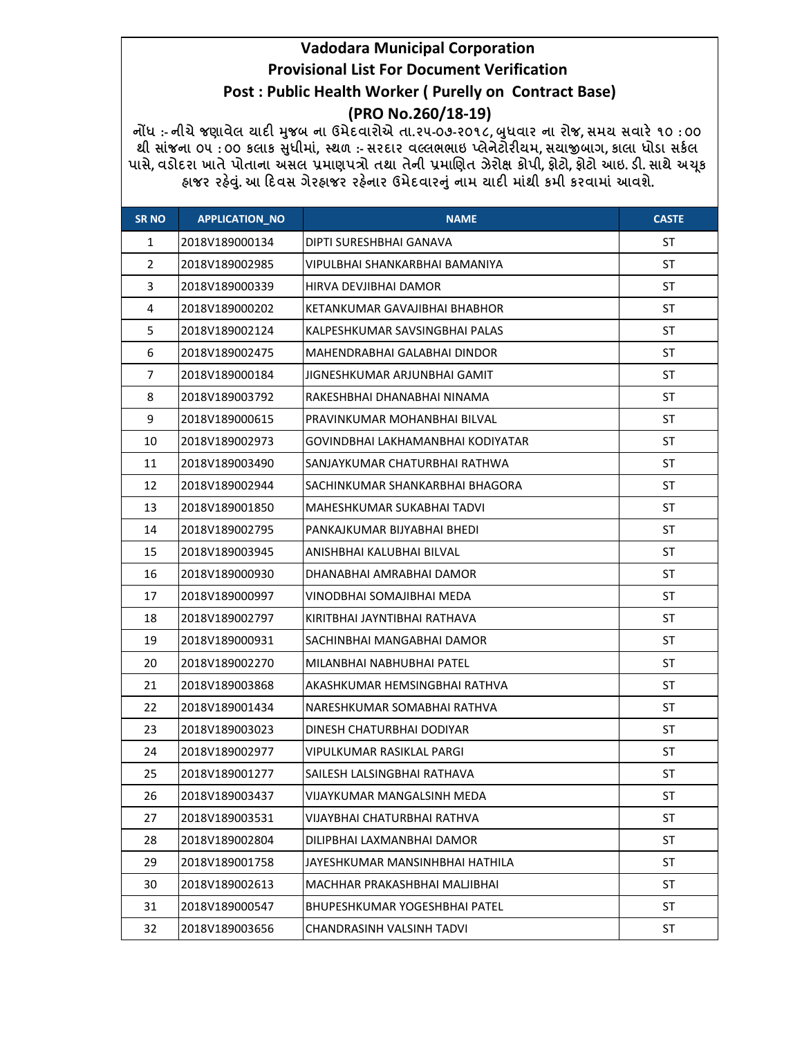# Vadodara Municipal Corporation

## Provisional List For Document Verification

## Post : Public Health Worker ( Purelly on Contract Base)

## (PRO No.260/18-19)

**નોંધ :- નીચે જણાવેલ યાદી મુજબ ના ઉમેદવારોએ તા.૨૫-૦૭-૨૦૧૮, બુધવાર ના રોજ, સમય સવારે ૧૦ : ૦૦ થી સાંજના ૦૫ : ૦૦ કલાક સુધીમાં, સ્થળ :- સરદાર વલ્લભભાઇ પ્લેનેટોરીયમ, સયાજીબાગ, કાલા ઘોડા સર્કલ પાસે, વડોદરા ખાતે પોતાના અસલ પ્રમાણપત્રો તથા તેની પ્રમાણિત ઝેરોક્ષ કોપી, ફોટો, ફોટો આઇ. ડી. સાથે અચૂક હાજર રહેવું. આ દિવસ ગેરહાજર રહેનાર ઉમેદવારનું નામ યાદી માંથી કમી કરવામાં આવશે.**

| SR NO | APPLICATION_NO | NAME | CASTE |
|---|---|---|---|
| 1 | 2018V189000134 | DIPTI SURESHBHAI GANAVA | ST |
| 2 | 2018V189002985 | VIPULBHAI SHANKARBHAI BAMANIYA | ST |
| 3 | 2018V189000339 | HIRVA DEVJIBHAI DAMOR | ST |
| 4 | 2018V189000202 | KETANKUMAR GAVAJIBHAI BHABHOR | ST |
| 5 | 2018V189002124 | KALPESHKUMAR SAVSINGBHAI PALAS | ST |
| 6 | 2018V189002475 | MAHENDRABHAI GALABHAI DINDOR | ST |
| 7 | 2018V189000184 | JIGNESHKUMAR ARJUNBHAI GAMIT | ST |
| 8 | 2018V189003792 | RAKESHBHAI DHANABHAI NINAMA | ST |
| 9 | 2018V189000615 | PRAVINKUMAR MOHANBHAI BILVAL | ST |
| 10 | 2018V189002973 | GOVINDBHAI LAKHAMANBHAI KODIYATAR | ST |
| 11 | 2018V189003490 | SANJAYKUMAR CHATURBHAI RATHWA | ST |
| 12 | 2018V189002944 | SACHINKUMAR SHANKARBHAI BHAGORA | ST |
| 13 | 2018V189001850 | MAHESHKUMAR SUKABHAI TADVI | ST |
| 14 | 2018V189002795 | PANKAJKUMAR BIJYABHAI BHEDI | ST |
| 15 | 2018V189003945 | ANISHBHAI KALUBHAI BILVAL | ST |
| 16 | 2018V189000930 | DHANABHAI AMRABHAI DAMOR | ST |
| 17 | 2018V189000997 | VINODBHAI SOMAJIBHAI MEDA | ST |
| 18 | 2018V189002797 | KIRITBHAI JAYNTIBHAI RATHAVA | ST |
| 19 | 2018V189000931 | SACHINBHAI MANGABHAI DAMOR | ST |
| 20 | 2018V189002270 | MILANBHAI NABHUBHAI PATEL | ST |
| 21 | 2018V189003868 | AKASHKUMAR HEMSINGBHAI RATHVA | ST |
| 22 | 2018V189001434 | NARESHKUMAR SOMABHAI RATHVA | ST |
| 23 | 2018V189003023 | DINESH CHATURBHAI DODIYAR | ST |
| 24 | 2018V189002977 | VIPULKUMAR RASIKLAL PARGI | ST |
| 25 | 2018V189001277 | SAILESH LALSINGBHAI RATHAVA | ST |
| 26 | 2018V189003437 | VIJAYKUMAR MANGALSINH MEDA | ST |
| 27 | 2018V189003531 | VIJAYBHAI CHATURBHAI RATHVA | ST |
| 28 | 2018V189002804 | DILIPBHAI LAXMANBHAI DAMOR | ST |
| 29 | 2018V189001758 | JAYESHKUMAR MANSINHBHAI HATHILA | ST |
| 30 | 2018V189002613 | MACHHAR PRAKASHBHAI MALJIBHAI | ST |
| 31 | 2018V189000547 | BHUPESHKUMAR YOGESHBHAI PATEL | ST |
| 32 | 2018V189003656 | CHANDRASINH VALSINH TADVI | ST |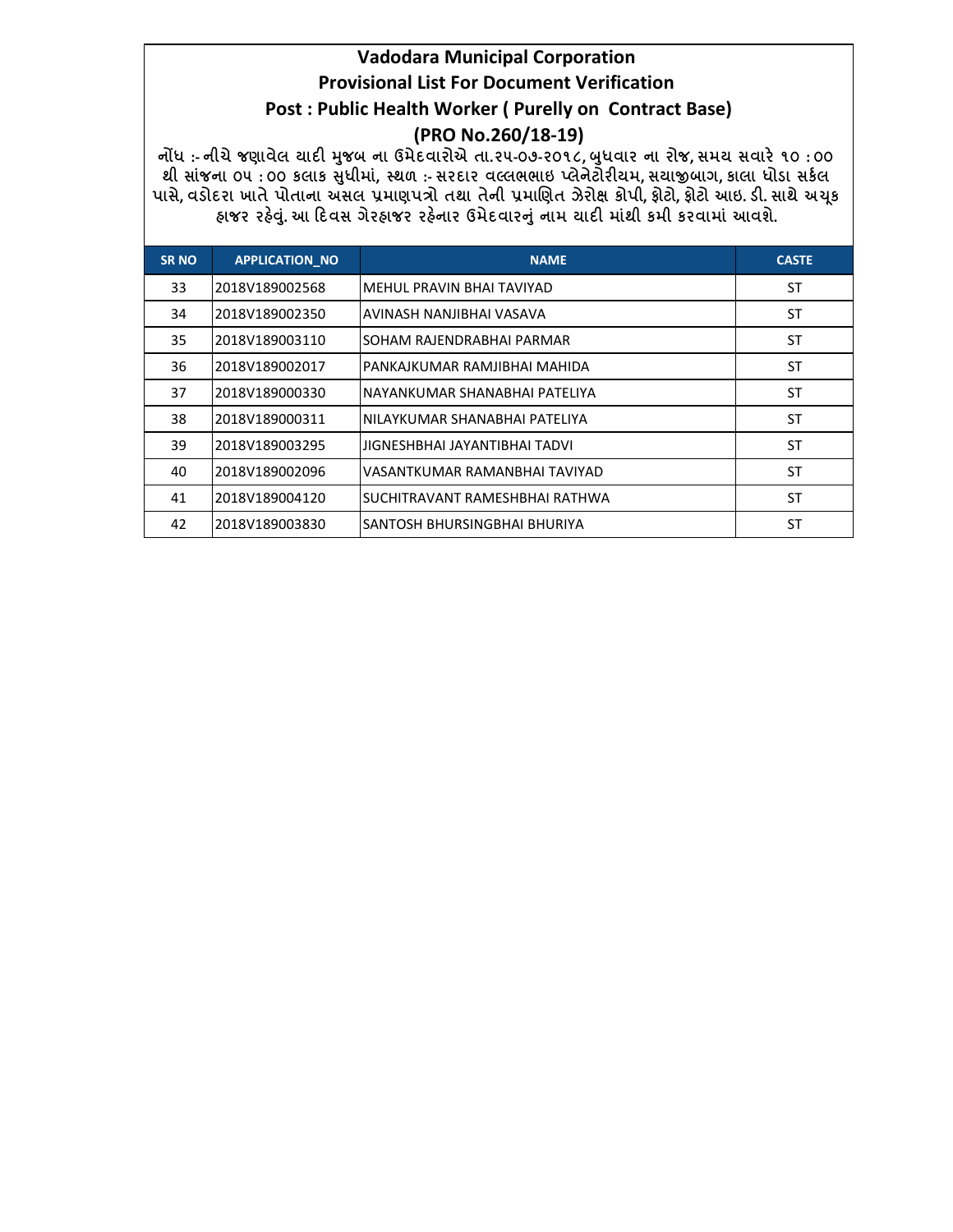# Vadodara Municipal Corporation

## Provisional List For Document Verification

## Post : Public Health Worker ( Purelly on Contract Base)

## (PRO No.260/18-19)

**નોંધ :- નીચે જણાવેલ યાદી મુજબ ના ઉમેદવારોએ તા.૨૫-૦૭-૨૦૧૮, બુધવાર ના રોજ, સમય સવારે ૧૦ : ૦૦ થી સાંજના ૦૫ : ૦૦ કલાક સુધીમાં, સ્થળ :- સરદાર વલ્લભભાઇ પ્લેનેટોરીયમ, સયાજીબાગ, કાલા ઘોડા સર્કલ પાસે, વડોદરા ખાતે પોતાના અસલ પ્રમાણપત્રો તથા તેની પ્રમાણિત ઝેરોક્ષ કોપી, ફોટો, ફોટો આઇ. ડી. સાથે અચૂક હાજર રહેવું. આ દિવસ ગેરહાજર રહેનાર ઉમેદવારનું નામ યાદી માંથી કમી કરવામાં આવશે.**

| SR NO | APPLICATION_NO | NAME | CASTE |
|---|---|---|---|
| 33 | 2018V189002568 | MEHUL PRAVIN BHAI TAVIYAD | ST |
| 34 | 2018V189002350 | AVINASH NANJIBHAI VASAVA | ST |
| 35 | 2018V189003110 | SOHAM RAJENDRABHAI PARMAR | ST |
| 36 | 2018V189002017 | PANKAJKUMAR RAMJIBHAI MAHIDA | ST |
| 37 | 2018V189000330 | NAYANKUMAR SHANABHAI PATELIYA | ST |
| 38 | 2018V189000311 | NILAYKUMAR SHANABHAI PATELIYA | ST |
| 39 | 2018V189003295 | JIGNESHBHAI JAYANTIBHAI TADVI | ST |
| 40 | 2018V189002096 | VASANTKUMAR RAMANBHAI TAVIYAD | ST |
| 41 | 2018V189004120 | SUCHITRAVANT RAMESHBHAI RATHWA | ST |
| 42 | 2018V189003830 | SANTOSH BHURSINGBHAI BHURIYA | ST |